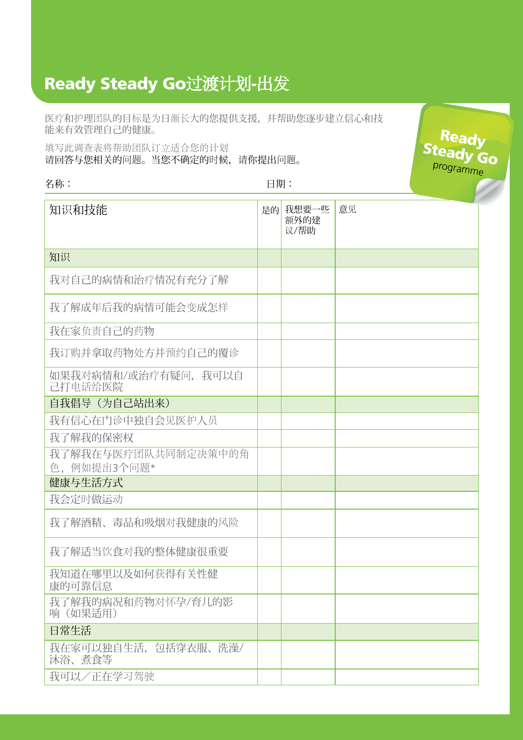# Ready Steady Go过渡计划-出发

医疗和护理团队的目标是为日渐长大的您提供支援，并帮助您逐步建立信心和技能来有效管理自己的健康。

填写此调查表将帮助团队订立适合您的计划
请回答与您相关的问题。当您不确定的时候，请你提出问题。

Ready Steady Go programme

名称： 日期：

| 知识和技能 | 是的 | 我想要一些额外的建议/帮助 | 意见 |
|---|---|---|---|
| **知识** | | | |
| 我对自己的病情和治疗情况有充分了解 | | | |
| 我了解成年后我的病情可能会变成怎样 | | | |
| 我在家负责自己的药物 | | | |
| 我订购并拿取药物处方并预约自己的覆诊 | | | |
| 如果我对病情和/或治疗有疑问，我可以自己打电话给医院 | | | |
| **自我倡导（为自己站出来）** | | | |
| 我有信心在门诊中独自会见医护人员 | | | |
| 我了解我的保密权 | | | |
| 我了解我在与医疗团队共同制定决策中的角色，例如提出3个问题* | | | |
| **健康与生活方式** | | | |
| 我会定时做运动 | | | |
| 我了解酒精、毒品和吸烟对我健康的风险 | | | |
| 我了解适当饮食对我的整体健康很重要 | | | |
| 我知道在哪里以及如何获得有关性健康的可靠信息 | | | |
| 我了解我的病况和药物对怀孕/育儿的影响（如果适用） | | | |
| **日常生活** | | | |
| 我在家可以独自生活，包括穿衣服、洗澡/沐浴、煮食等 | | | |
| 我可以／正在学习驾驶 | | | |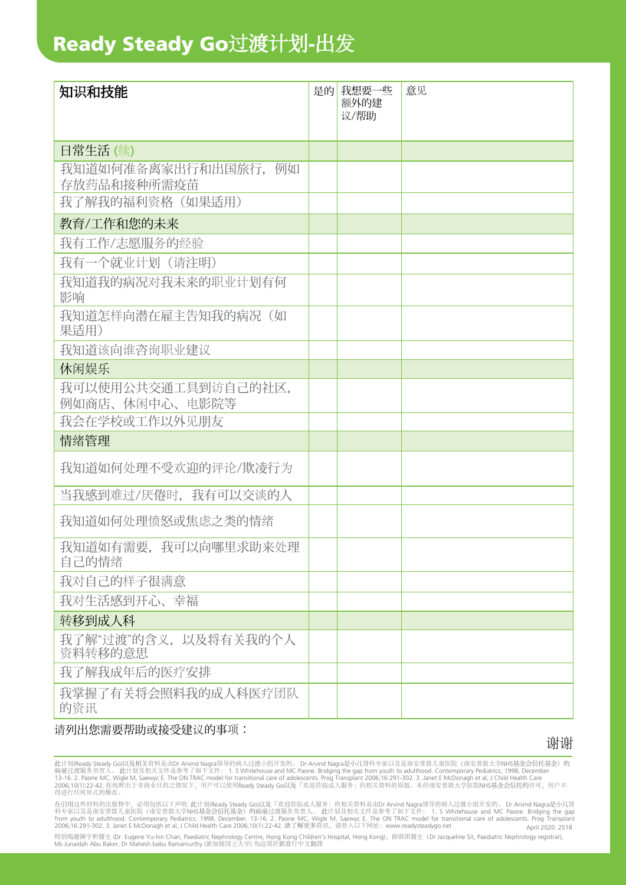# Ready Steady Go过渡计划-出发

| 知识和技能 | 是的 | 我想要一些额外的建议/帮助 | 意见 |
|---|---|---|---|
| 日常生活 (续) | | | |
| 我知道如何准备离家出行和出国旅行，例如存放药品和接种所需疫苗 | | | |
| 我了解我的福利资格（如果适用） | | | |
| 教育/工作和您的未来 | | | |
| 我有工作/志愿服务的经验 | | | |
| 我有一个就业计划（请注明） | | | |
| 我知道我的病况对我未来的职业计划有何影响 | | | |
| 我知道怎样向潜在雇主告知我的病况（如果适用） | | | |
| 我知道该向谁咨询职业建议 | | | |
| 休闲娱乐 | | | |
| 我可以使用公共交通工具到访自己的社区，例如商店、休闲中心、电影院等 | | | |
| 我会在学校或工作以外见朋友 | | | |
| 情绪管理 | | | |
| 我知道如何处理不受欢迎的评论/欺凌行为 | | | |
| 当我感到难过/厌倦时，我有可以交谈的人 | | | |
| 我知道如何处理愤怒或焦虑之类的情绪 | | | |
| 我知道如有需要，我可以向哪里求助来处理自己的情绪 | | | |
| 我对自己的样子很满意 | | | |
| 我对生活感到开心、幸福 | | | |
| 转移到成人科 | | | |
| 我了解“过渡”的含义，以及将有关我的个人资料转移的意思 | | | |
| 我了解我成年后的医疗安排 | | | |
| 我掌握了有关将会照料我的成人科医疗团队的资讯 | | | |

请列出您需要帮助或接受建议的事项：

谢谢

此计划(Ready Steady Go)以及相关资料是由Dr Arvind Nagra领导的病人过渡小组开发的。 Dr Arvind Nagra是小儿肾科专家以及是南安普敦儿童医院（南安普敦大学NHS基金会信托基金）的病童过渡服务负责人。 此计划及相关文件是参考了如下文件： 1. S Whitehouse and MC Paone. Bridging the gap from youth to adulthood. Contemporary Pediatrics; 1998, December. 13-16. 2. Paone MC, Wigle M, Saewyc E. The ON TRAC model for transitional care of adolescents. Prog Transplant 2006;16:291-302. 3. Janet E McDonagh et al, J Child Health Care 2006;10(1):22-42. 在纯粹出于非商业目的之情况下，用户可以使用Ready Steady Go以及「欢迎莅临成人服务」的相关资料的原版。未经南安普敦大学医院NHS基金会信托的许可，用户不得进行任何形式的修改。

在引用这些材料的出版物中，必须包括以下声明: 此计划(Ready Steady Go)以及「欢迎莅临成人服务」的相关资料是由Dr Arvind Nagra领导的病人过渡小组开发的。 Dr Arvind Nagra是小儿肾科专家以及是南安普敦儿童医院（南安普敦大学NHS基金会信托基金）的病童过渡服务负责人。 此计划及相关文件是参考了如下文件： 1. S Whitehouse and MC Paone. Bridging the gap from youth to adulthood. Contemporary Pediatrics; 1998, December. 13-16. 2. Paone MC, Wigle M, Saewyc E. The ON TRAC model for transitional care of adolescents. Prog Transplant 2006;16:291-302. 3. Janet E McDonagh et al, J Child Health Care 2006;10(1):22-42. 欲了解更多资讯，请登入以下网址：www.readysteadygo.net

April 2020. 2518

特別鳴謝陳宇軒醫生 (Dr. Eugene Yu-hin Chan, Paediatric Nephrology Centre, Hong Kong Children's Hospital, Hong Kong)；薛琪琪醫生（Dr Jacqueline Sit, Paediatric Nephrology registrar), Ms Junaidah Abu Baker, Dr Mahesh babu Ramamurthy (新加坡国立大学) 為這項計劃進行中文翻譯